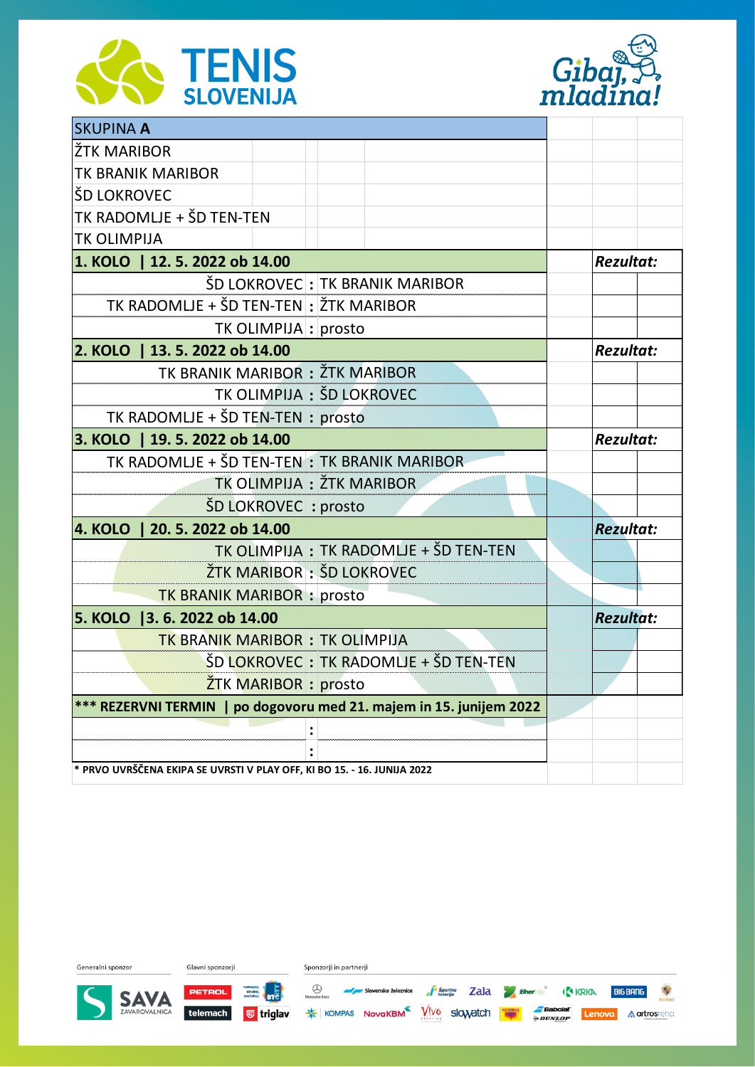# TENIS SLOVENIJA

Gibaj, mladina!

| SKUPINA **A** | | | |
|---|---|---|---|
| ŽTK MARIBOR | | | |
| TK BRANIK MARIBOR | | | |
| ŠD LOKROVEC | | | |
| TK RADOMLJE + ŠD TEN-TEN | | | |
| TK OLIMPIJA | | | |
| **1. KOLO \| 12. 5. 2022 ob 14.00** | | | ***Rezultat:*** |
| ŠD LOKROVEC | **:** | TK BRANIK MARIBOR | |
| TK RADOMLJE + ŠD TEN-TEN | **:** | ŽTK MARIBOR | |
| TK OLIMPIJA | **:** | prosto | |
| **2. KOLO \| 13. 5. 2022 ob 14.00** | | | ***Rezultat:*** |
| TK BRANIK MARIBOR | **:** | ŽTK MARIBOR | |
| TK OLIMPIJA | **:** | ŠD LOKROVEC | |
| TK RADOMLJE + ŠD TEN-TEN | **:** | prosto | |
| **3. KOLO \| 19. 5. 2022 ob 14.00** | | | ***Rezultat:*** |
| TK RADOMLJE + ŠD TEN-TEN | **:** | TK BRANIK MARIBOR | |
| TK OLIMPIJA | **:** | ŽTK MARIBOR | |
| ŠD LOKROVEC | **:** | prosto | |
| **4. KOLO \| 20. 5. 2022 ob 14.00** | | | ***Rezultat:*** |
| TK OLIMPIJA | **:** | TK RADOMLJE + ŠD TEN-TEN | |
| ŽTK MARIBOR | **:** | ŠD LOKROVEC | |
| TK BRANIK MARIBOR | **:** | prosto | |
| **5. KOLO \|3. 6. 2022 ob 14.00** | | | ***Rezultat:*** |
| TK BRANIK MARIBOR | **:** | TK OLIMPIJA | |
| ŠD LOKROVEC | **:** | TK RADOMLJE + ŠD TEN-TEN | |
| ŽTK MARIBOR | **:** | prosto | |
| **\*\*\* REZERVNI TERMIN \| po dogovoru med 21. majem in 15. junijem 2022** | | | |
| | **:** | | |
| | **:** | | |

**\* PRVO UVRŠČENA EKIPA SE UVRSTI V PLAY OFF, KI BO 15. - 16. JUNIJA 2022**

Generalni sponzor: SAVA ZAVAROVALNICA

Glavni sponzorji: PETROL, BTC, telemach, triglav

Sponzorji in partnerji: Mercedes-Benz, Slovenske železnice, Športna loterija, Zala, Žiher, KRKA, BIG BANG, KOMPAS, NovaKBM, Vivo, slowatch, Babolat, DUNLOP, Lenovo, artrosreha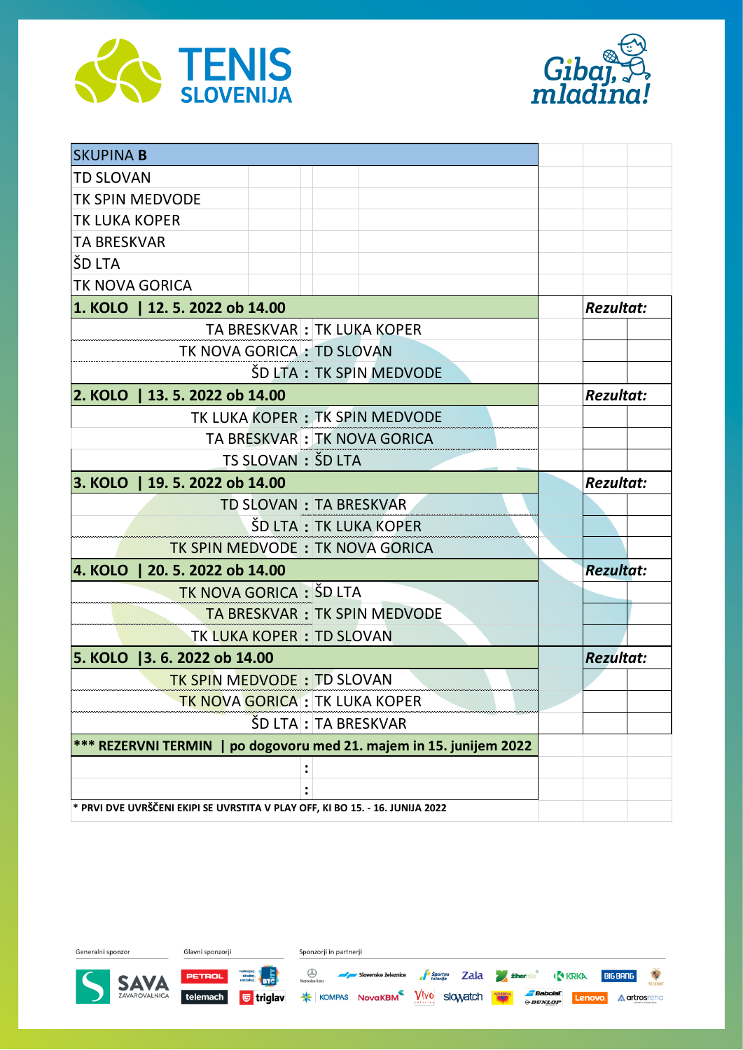TENIS SLOVENIJA

Gibaj, mladina!

| SKUPINA **B** | | | |
|---|---|---|---|
| TD SLOVAN | | | |
| TK SPIN MEDVODE | | | |
| TK LUKA KOPER | | | |
| TA BRESKVAR | | | |
| ŠD LTA | | | |
| TK NOVA GORICA | | | |

| Tekma | | | Rezultat |
|---|---|---|---|
| **1. KOLO \| 12. 5. 2022 ob 14.00** | | | ***Rezultat:*** |
| TA BRESKVAR | **:** | TK LUKA KOPER | |
| TK NOVA GORICA | **:** | TD SLOVAN | |
| ŠD LTA | **:** | TK SPIN MEDVODE | |
| **2. KOLO \| 13. 5. 2022 ob 14.00** | | | ***Rezultat:*** |
| TK LUKA KOPER | **:** | TK SPIN MEDVODE | |
| TA BRESKVAR | **:** | TK NOVA GORICA | |
| TS SLOVAN | **:** | ŠD LTA | |
| **3. KOLO \| 19. 5. 2022 ob 14.00** | | | ***Rezultat:*** |
| TD SLOVAN | **:** | TA BRESKVAR | |
| ŠD LTA | **:** | TK LUKA KOPER | |
| TK SPIN MEDVODE | **:** | TK NOVA GORICA | |
| **4. KOLO \| 20. 5. 2022 ob 14.00** | | | ***Rezultat:*** |
| TK NOVA GORICA | **:** | ŠD LTA | |
| TA BRESKVAR | **:** | TK SPIN MEDVODE | |
| TK LUKA KOPER | **:** | TD SLOVAN | |
| **5. KOLO \|3. 6. 2022 ob 14.00** | | | ***Rezultat:*** |
| TK SPIN MEDVODE | **:** | TD SLOVAN | |
| TK NOVA GORICA | **:** | TK LUKA KOPER | |
| ŠD LTA | **:** | TA BRESKVAR | |
| **\*\*\* REZERVNI TERMIN \| po dogovoru med 21. majem in 15. junijem 2022** | | | |
| | **:** | | |
| | **:** | | |

**\* PRVI DVE UVRŠČENI EKIPI SE UVRSTITA V PLAY OFF, KI BO 15. - 16. JUNIJA 2022**

Generalni sponzor: SAVA ZAVAROVALNICA

Glavni sponzorji: PETROL, BTC, telemach, triglav

Sponzorji in partnerji: Mercedes-Benz, Slovenske železnice, Športna loterija, Zala, Žiher, KRKA, BIG BANG, KOMPAS, NovaKBM, Vivo, slowatch, Babolat, DUNLOP, Lenovo, artrosreha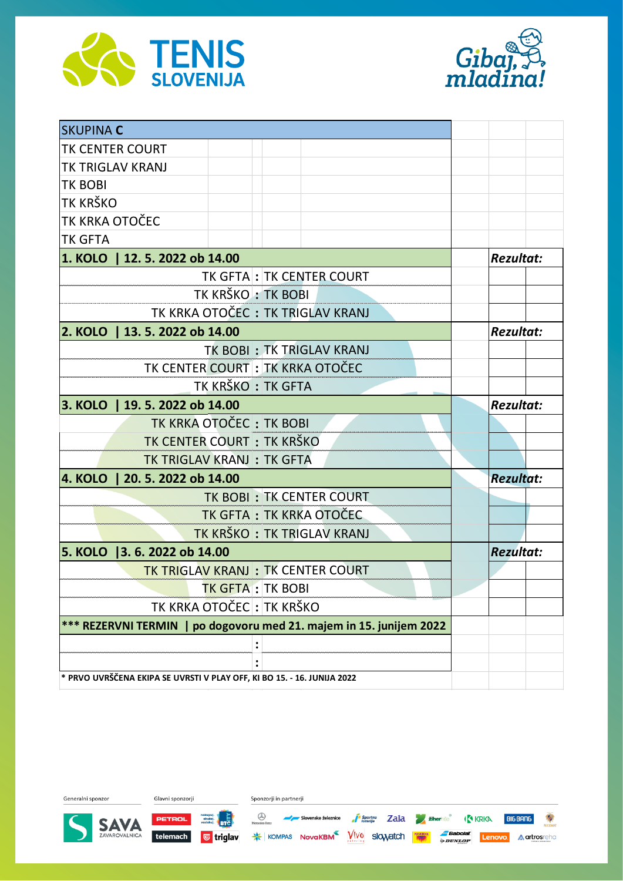TENIS SLOVENIJA

Gibaj, mladina!

| SKUPINA **C** | | | | |
|---|---|---|---|---|
| TK CENTER COURT | | | | |
| TK TRIGLAV KRANJ | | | | |
| TK BOBI | | | | |
| TK KRŠKO | | | | |
| TK KRKA OTOČEC | | | | |
| TK GFTA | | | | |
| **1. KOLO \| 12. 5. 2022 ob 14.00** | | | **Rezultat:** | |
| TK GFTA | : | TK CENTER COURT | | |
| TK KRŠKO | : | TK BOBI | | |
| TK KRKA OTOČEC | : | TK TRIGLAV KRANJ | | |
| **2. KOLO \| 13. 5. 2022 ob 14.00** | | | **Rezultat:** | |
| TK BOBI | : | TK TRIGLAV KRANJ | | |
| TK CENTER COURT | : | TK KRKA OTOČEC | | |
| TK KRŠKO | : | TK GFTA | | |
| **3. KOLO \| 19. 5. 2022 ob 14.00** | | | **Rezultat:** | |
| TK KRKA OTOČEC | : | TK BOBI | | |
| TK CENTER COURT | : | TK KRŠKO | | |
| TK TRIGLAV KRANJ | : | TK GFTA | | |
| **4. KOLO \| 20. 5. 2022 ob 14.00** | | | **Rezultat:** | |
| TK BOBI | : | TK CENTER COURT | | |
| TK GFTA | : | TK KRKA OTOČEC | | |
| TK KRŠKO | : | TK TRIGLAV KRANJ | | |
| **5. KOLO \|3. 6. 2022 ob 14.00** | | | **Rezultat:** | |
| TK TRIGLAV KRANJ | : | TK CENTER COURT | | |
| TK GFTA | : | TK BOBI | | |
| TK KRKA OTOČEC | : | TK KRŠKO | | |
| **\*\*\* REZERVNI TERMIN \| po dogovoru med 21. majem in 15. junijem 2022** | | | | |
| | : | | | |
| | : | | | |

**\* PRVO UVRŠČENA EKIPA SE UVRSTI V PLAY OFF, KI BO 15. - 16. JUNIJA 2022**

Generalni sponzor: SAVA ZAVAROVALNICA

Glavni sponzorji: PETROL, BTC, telemach, triglav

Sponzorji in partnerji: Mercedes-Benz, Slovenske železnice, Športna loterija, Zala, žiher, KRKA, BIG BANG, KOMPAS, NovaKBM, Vivo, slowatch, Babolat, DUNLOP, Lenovo, artrosreha